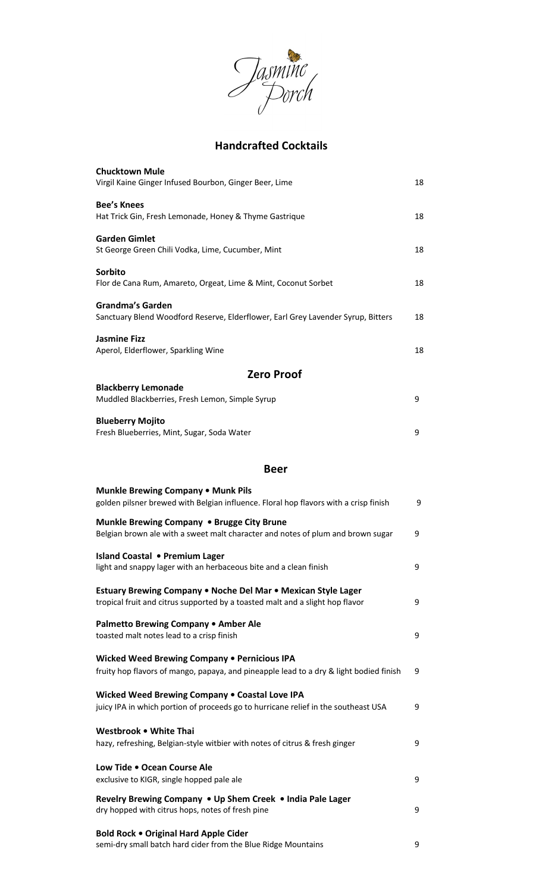# Jasmine Porch

## Handcrafted Cocktails

**Chucktown Mule**
Virgil Kaine Ginger Infused Bourbon, Ginger Beer, Lime — 18

**Bee's Knees**
Hat Trick Gin, Fresh Lemonade, Honey & Thyme Gastrique — 18

**Garden Gimlet**
St George Green Chili Vodka, Lime, Cucumber, Mint — 18

**Sorbito**
Flor de Cana Rum, Amareto, Orgeat, Lime & Mint, Coconut Sorbet — 18

**Grandma's Garden**
Sanctuary Blend Woodford Reserve, Elderflower, Earl Grey Lavender Syrup, Bitters — 18

**Jasmine Fizz**
Aperol, Elderflower, Sparkling Wine — 18

## Zero Proof

**Blackberry Lemonade**
Muddled Blackberries, Fresh Lemon, Simple Syrup — 9

**Blueberry Mojito**
Fresh Blueberries, Mint, Sugar, Soda Water — 9

## Beer

**Munkle Brewing Company • Munk Pils**
golden pilsner brewed with Belgian influence. Floral hop flavors with a crisp finish — 9

**Munkle Brewing Company • Brugge City Brune**
Belgian brown ale with a sweet malt character and notes of plum and brown sugar — 9

**Island Coastal • Premium Lager**
light and snappy lager with an herbaceous bite and a clean finish — 9

**Estuary Brewing Company • Noche Del Mar • Mexican Style Lager**
tropical fruit and citrus supported by a toasted malt and a slight hop flavor — 9

**Palmetto Brewing Company • Amber Ale**
toasted malt notes lead to a crisp finish — 9

**Wicked Weed Brewing Company • Pernicious IPA**
fruity hop flavors of mango, papaya, and pineapple lead to a dry & light bodied finish — 9

**Wicked Weed Brewing Company • Coastal Love IPA**
juicy IPA in which portion of proceeds go to hurricane relief in the southeast USA — 9

**Westbrook • White Thai**
hazy, refreshing, Belgian-style witbier with notes of citrus & fresh ginger — 9

**Low Tide • Ocean Course Ale**
exclusive to KIGR, single hopped pale ale — 9

**Revelry Brewing Company • Up Shem Creek • India Pale Lager**
dry hopped with citrus hops, notes of fresh pine — 9

**Bold Rock • Original Hard Apple Cider**
semi-dry small batch hard cider from the Blue Ridge Mountains — 9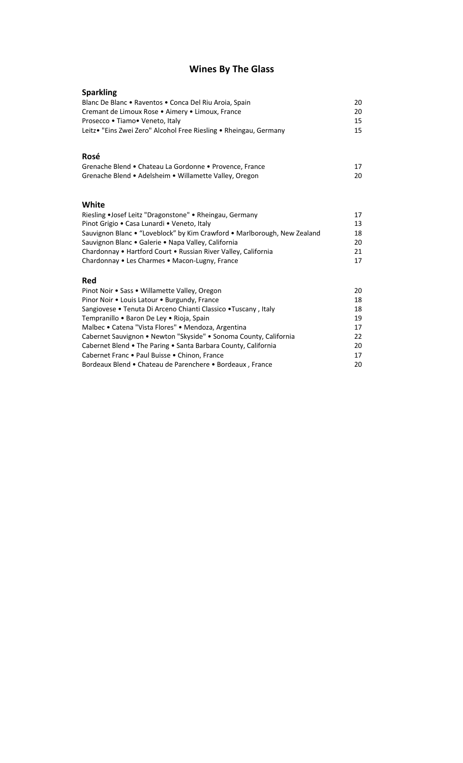# Wines By The Glass

## Sparkling

| | |
|---|---|
| Blanc De Blanc • Raventos • Conca Del Riu Aroia, Spain | 20 |
| Cremant de Limoux Rose • Aimery • Limoux, France | 20 |
| Prosecco • Tiamo• Veneto, Italy | 15 |
| Leitz• "Eins Zwei Zero" Alcohol Free Riesling • Rheingau, Germany | 15 |

## Rosé

| | |
|---|---|
| Grenache Blend • Chateau La Gordonne • Provence, France | 17 |
| Grenache Blend • Adelsheim • Willamette Valley, Oregon | 20 |

## White

| | |
|---|---|
| Riesling •Josef Leitz "Dragonstone" • Rheingau, Germany | 17 |
| Pinot Grigio • Casa Lunardi • Veneto, Italy | 13 |
| Sauvignon Blanc • "Loveblock" by Kim Crawford • Marlborough, New Zealand | 18 |
| Sauvignon Blanc • Galerie • Napa Valley, California | 20 |
| Chardonnay • Hartford Court • Russian River Valley, California | 21 |
| Chardonnay • Les Charmes • Macon-Lugny, France | 17 |

## Red

| | |
|---|---|
| Pinot Noir • Sass • Willamette Valley, Oregon | 20 |
| Pinor Noir • Louis Latour • Burgundy, France | 18 |
| Sangiovese • Tenuta Di Arceno Chianti Classico •Tuscany , Italy | 18 |
| Tempranillo • Baron De Ley • Rioja, Spain | 19 |
| Malbec • Catena "Vista Flores" • Mendoza, Argentina | 17 |
| Cabernet Sauvignon • Newton "Skyside" • Sonoma County, California | 22 |
| Cabernet Blend • The Paring • Santa Barbara County, California | 20 |
| Cabernet Franc • Paul Buisse • Chinon, France | 17 |
| Bordeaux Blend • Chateau de Parenchere • Bordeaux , France | 20 |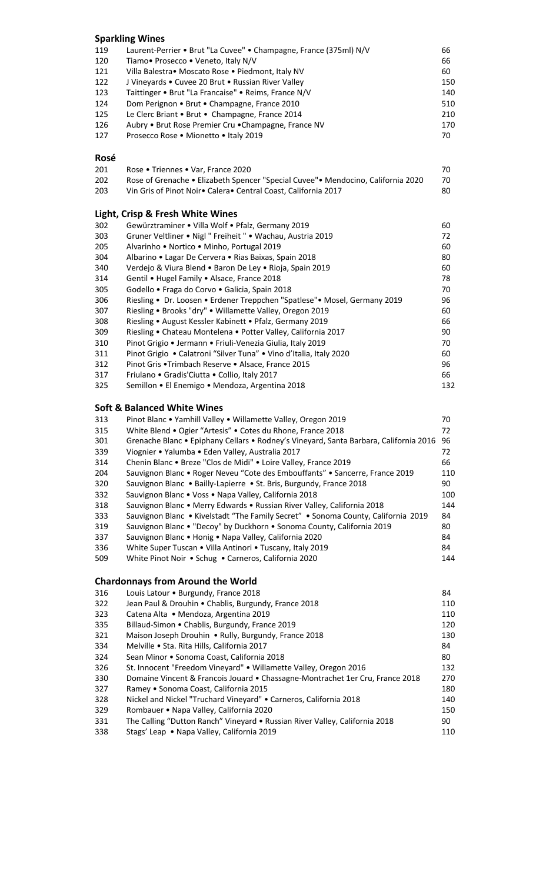## Sparkling Wines

| | | |
|---|---|---|
| 119 | Laurent-Perrier • Brut "La Cuvee" • Champagne, France (375ml) N/V | 66 |
| 120 | Tiamo• Prosecco • Veneto, Italy N/V | 66 |
| 121 | Villa Balestra• Moscato Rose • Piedmont, Italy NV | 60 |
| 122 | J Vineyards • Cuvee 20 Brut • Russian River Valley | 150 |
| 123 | Taittinger • Brut "La Francaise" • Reims, France N/V | 140 |
| 124 | Dom Perignon • Brut • Champagne, France 2010 | 510 |
| 125 | Le Clerc Briant • Brut • Champagne, France 2014 | 210 |
| 126 | Aubry • Brut Rose Premier Cru •Champagne, France NV | 170 |
| 127 | Prosecco Rose • Mionetto • Italy 2019 | 70 |

## Rosé

| | | |
|---|---|---|
| 201 | Rose • Triennes • Var, France 2020 | 70 |
| 202 | Rose of Grenache • Elizabeth Spencer "Special Cuvee"• Mendocino, California 2020 | 70 |
| 203 | Vin Gris of Pinot Noir• Calera• Central Coast, California 2017 | 80 |

## Light, Crisp & Fresh White Wines

| | | |
|---|---|---|
| 302 | Gewürztraminer • Villa Wolf • Pfalz, Germany 2019 | 60 |
| 303 | Gruner Veltliner • Nigl " Freiheit " • Wachau, Austria 2019 | 72 |
| 205 | Alvarinho • Nortico • Minho, Portugal 2019 | 60 |
| 304 | Albarino • Lagar De Cervera • Rias Baixas, Spain 2018 | 80 |
| 340 | Verdejo & Viura Blend • Baron De Ley • Rioja, Spain 2019 | 60 |
| 314 | Gentil • Hugel Family • Alsace, France 2018 | 78 |
| 305 | Godello • Fraga do Corvo • Galicia, Spain 2018 | 70 |
| 306 | Riesling • Dr. Loosen • Erdener Treppchen "Spatlese"• Mosel, Germany 2019 | 96 |
| 307 | Riesling • Brooks "dry" • Willamette Valley, Oregon 2019 | 60 |
| 308 | Riesling • August Kessler Kabinett • Pfalz, Germany 2019 | 66 |
| 309 | Riesling • Chateau Montelena • Potter Valley, California 2017 | 90 |
| 310 | Pinot Grigio • Jermann • Friuli-Venezia Giulia, Italy 2019 | 70 |
| 311 | Pinot Grigio • Calatroni "Silver Tuna" • Vino d'Italia, Italy 2020 | 60 |
| 312 | Pinot Gris •Trimbach Reserve • Alsace, France 2015 | 96 |
| 317 | Friulano • Gradis'Ciutta • Collio, Italy 2017 | 66 |
| 325 | Semillon • El Enemigo • Mendoza, Argentina 2018 | 132 |

## Soft & Balanced White Wines

| | | |
|---|---|---|
| 313 | Pinot Blanc • Yamhill Valley • Willamette Valley, Oregon 2019 | 70 |
| 315 | White Blend • Ogier "Artesis" • Cotes du Rhone, France 2018 | 72 |
| 301 | Grenache Blanc • Epiphany Cellars • Rodney's Vineyard, Santa Barbara, California 2016 | 96 |
| 339 | Viognier • Yalumba • Eden Valley, Australia 2017 | 72 |
| 314 | Chenin Blanc • Breze "Clos de Midi" • Loire Valley, France 2019 | 66 |
| 204 | Sauvignon Blanc • Roger Neveu "Cote des Embouffants" • Sancerre, France 2019 | 110 |
| 320 | Sauvignon Blanc • Bailly-Lapierre • St. Bris, Burgundy, France 2018 | 90 |
| 332 | Sauvignon Blanc • Voss • Napa Valley, California 2018 | 100 |
| 318 | Sauvignon Blanc • Merry Edwards • Russian River Valley, California 2018 | 144 |
| 333 | Sauvignon Blanc • Kivelstadt "The Family Secret" • Sonoma County, California 2019 | 84 |
| 319 | Sauvignon Blanc • "Decoy" by Duckhorn • Sonoma County, California 2019 | 80 |
| 337 | Sauvignon Blanc • Honig • Napa Valley, California 2020 | 84 |
| 336 | White Super Tuscan • Villa Antinori • Tuscany, Italy 2019 | 84 |
| 509 | White Pinot Noir • Schug • Carneros, California 2020 | 144 |

## Chardonnays from Around the World

| | | |
|---|---|---|
| 316 | Louis Latour • Burgundy, France 2018 | 84 |
| 322 | Jean Paul & Drouhin • Chablis, Burgundy, France 2018 | 110 |
| 323 | Catena Alta • Mendoza, Argentina 2019 | 110 |
| 335 | Billaud-Simon • Chablis, Burgundy, France 2019 | 120 |
| 321 | Maison Joseph Drouhin • Rully, Burgundy, France 2018 | 130 |
| 334 | Melville • Sta. Rita Hills, California 2017 | 84 |
| 324 | Sean Minor • Sonoma Coast, California 2018 | 80 |
| 326 | St. Innocent "Freedom Vineyard" • Willamette Valley, Oregon 2016 | 132 |
| 330 | Domaine Vincent & Francois Jouard • Chassagne-Montrachet 1er Cru, France 2018 | 270 |
| 327 | Ramey • Sonoma Coast, California 2015 | 180 |
| 328 | Nickel and Nickel "Truchard Vineyard" • Carneros, California 2018 | 140 |
| 329 | Rombauer • Napa Valley, California 2020 | 150 |
| 331 | The Calling "Dutton Ranch" Vineyard • Russian River Valley, California 2018 | 90 |
| 338 | Stags' Leap • Napa Valley, California 2019 | 110 |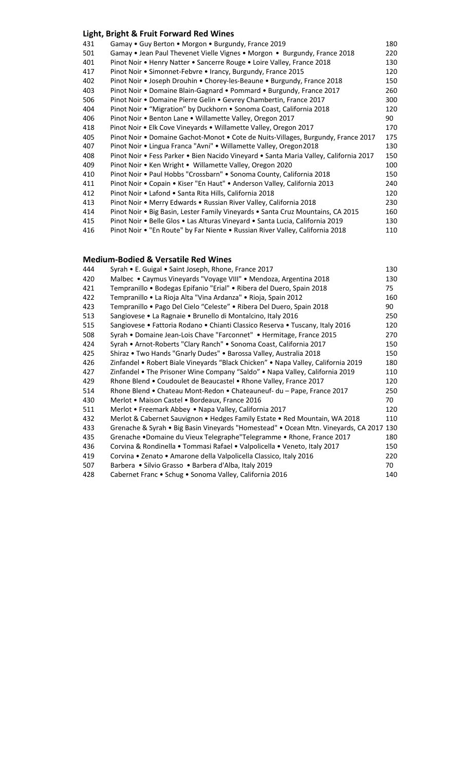## Light, Bright & Fruit Forward Red Wines

| | | |
|---|---|---|
| 431 | Gamay • Guy Berton • Morgon • Burgundy, France 2019 | 180 |
| 501 | Gamay • Jean Paul Thevenet Vielle Vignes • Morgon • Burgundy, France 2018 | 220 |
| 401 | Pinot Noir • Henry Natter • Sancerre Rouge • Loire Valley, France 2018 | 130 |
| 417 | Pinot Noir • Simonnet-Febvre • Irancy, Burgundy, France 2015 | 120 |
| 402 | Pinot Noir • Joseph Drouhin • Chorey-les-Beaune • Burgundy, France 2018 | 150 |
| 403 | Pinot Noir • Domaine Blain-Gagnard • Pommard • Burgundy, France 2017 | 260 |
| 506 | Pinot Noir • Domaine Pierre Gelin • Gevrey Chambertin, France 2017 | 300 |
| 404 | Pinot Noir • "Migration" by Duckhorn • Sonoma Coast, California 2018 | 120 |
| 406 | Pinot Noir • Benton Lane • Willamette Valley, Oregon 2017 | 90 |
| 418 | Pinot Noir • Elk Cove Vineyards • Willamette Valley, Oregon 2017 | 170 |
| 405 | Pinot Noir • Domaine Gachot-Monot • Cote de Nuits-Villages, Burgundy, France 2017 | 175 |
| 407 | Pinot Noir • Lingua Franca "Avni" • Willamette Valley, Oregon2018 | 130 |
| 408 | Pinot Noir • Fess Parker • Bien Nacido Vineyard • Santa Maria Valley, California 2017 | 150 |
| 409 | Pinot Noir • Ken Wright • Willamette Valley, Oregon 2020 | 100 |
| 410 | Pinot Noir • Paul Hobbs "Crossbarn" • Sonoma County, California 2018 | 150 |
| 411 | Pinot Noir • Copain • Kiser "En Haut" • Anderson Valley, California 2013 | 240 |
| 412 | Pinot Noir • Lafond • Santa Rita Hills, California 2018 | 120 |
| 413 | Pinot Noir • Merry Edwards • Russian River Valley, California 2018 | 230 |
| 414 | Pinot Noir • Big Basin, Lester Family Vineyards • Santa Cruz Mountains, CA 2015 | 160 |
| 415 | Pinot Noir • Belle Glos • Las Alturas Vineyard • Santa Lucia, California 2019 | 130 |
| 416 | Pinot Noir • "En Route" by Far Niente • Russian River Valley, California 2018 | 110 |

## Medium-Bodied & Versatile Red Wines

| | | |
|---|---|---|
| 444 | Syrah • E. Guigal • Saint Joseph, Rhone, France 2017 | 130 |
| 420 | Malbec • Caymus Vineyards "Voyage VIII" • Mendoza, Argentina 2018 | 130 |
| 421 | Tempranillo • Bodegas Epifanio "Erial" • Ribera del Duero, Spain 2018 | 75 |
| 422 | Tempranillo • La Rioja Alta "Vina Ardanza" • Rioja, Spain 2012 | 160 |
| 423 | Tempranillo • Pago Del Cielo "Celeste" • Ribera Del Duero, Spain 2018 | 90 |
| 513 | Sangiovese • La Ragnaie • Brunello di Montalcino, Italy 2016 | 250 |
| 515 | Sangiovese • Fattoria Rodano • Chianti Classico Reserva • Tuscany, Italy 2016 | 120 |
| 508 | Syrah • Domaine Jean-Lois Chave "Farconnet" • Hermitage, France 2015 | 270 |
| 424 | Syrah • Arnot-Roberts "Clary Ranch" • Sonoma Coast, California 2017 | 150 |
| 425 | Shiraz • Two Hands "Gnarly Dudes" • Barossa Valley, Australia 2018 | 150 |
| 426 | Zinfandel • Robert Biale Vineyards "Black Chicken" • Napa Valley, California 2019 | 180 |
| 427 | Zinfandel • The Prisoner Wine Company "Saldo" • Napa Valley, California 2019 | 110 |
| 429 | Rhone Blend • Coudoulet de Beaucastel • Rhone Valley, France 2017 | 120 |
| 514 | Rhone Blend • Chateau Mont-Redon • Chateauneuf- du – Pape, France 2017 | 250 |
| 430 | Merlot • Maison Castel • Bordeaux, France 2016 | 70 |
| 511 | Merlot • Freemark Abbey • Napa Valley, California 2017 | 120 |
| 432 | Merlot & Cabernet Sauvignon • Hedges Family Estate • Red Mountain, WA 2018 | 110 |
| 433 | Grenache & Syrah • Big Basin Vineyards "Homestead" • Ocean Mtn. Vineyards, CA 2017 | 130 |
| 435 | Grenache •Domaine du Vieux Telegraphe"Telegramme • Rhone, France 2017 | 180 |
| 436 | Corvina & Rondinella • Tommasi Rafael • Valpolicella • Veneto, Italy 2017 | 150 |
| 419 | Corvina • Zenato • Amarone della Valpolicella Classico, Italy 2016 | 220 |
| 507 | Barbera • Silvio Grasso • Barbera d'Alba, Italy 2019 | 70 |
| 428 | Cabernet Franc • Schug • Sonoma Valley, California 2016 | 140 |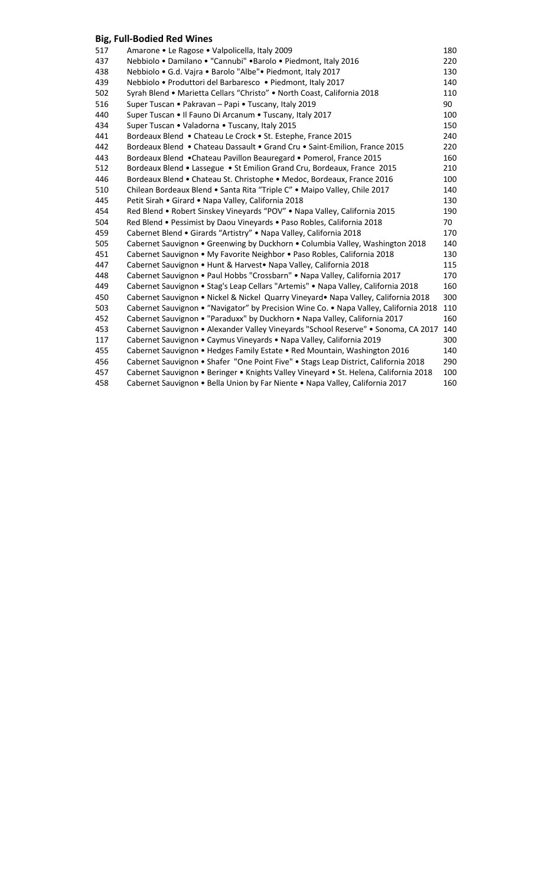### Big, Full-Bodied Red Wines

| | | |
|---|---|---|
| 517 | Amarone • Le Ragose • Valpolicella, Italy 2009 | 180 |
| 437 | Nebbiolo • Damilano • "Cannubi" •Barolo • Piedmont, Italy 2016 | 220 |
| 438 | Nebbiolo • G.d. Vajra • Barolo "Albe"• Piedmont, Italy 2017 | 130 |
| 439 | Nebbiolo • Produttori del Barbaresco • Piedmont, Italy 2017 | 140 |
| 502 | Syrah Blend • Marietta Cellars "Christo" • North Coast, California 2018 | 110 |
| 516 | Super Tuscan • Pakravan – Papi • Tuscany, Italy 2019 | 90 |
| 440 | Super Tuscan • Il Fauno Di Arcanum • Tuscany, Italy 2017 | 100 |
| 434 | Super Tuscan • Valadorna • Tuscany, Italy 2015 | 150 |
| 441 | Bordeaux Blend • Chateau Le Crock • St. Estephe, France 2015 | 240 |
| 442 | Bordeaux Blend • Chateau Dassault • Grand Cru • Saint-Emilion, France 2015 | 220 |
| 443 | Bordeaux Blend •Chateau Pavillon Beauregard • Pomerol, France 2015 | 160 |
| 512 | Bordeaux Blend • Lassegue • St Emilion Grand Cru, Bordeaux, France 2015 | 210 |
| 446 | Bordeaux Blend • Chateau St. Christophe • Medoc, Bordeaux, France 2016 | 100 |
| 510 | Chilean Bordeaux Blend • Santa Rita "Triple C" • Maipo Valley, Chile 2017 | 140 |
| 445 | Petit Sirah • Girard • Napa Valley, California 2018 | 130 |
| 454 | Red Blend • Robert Sinskey Vineyards "POV" • Napa Valley, California 2015 | 190 |
| 504 | Red Blend • Pessimist by Daou Vineyards • Paso Robles, California 2018 | 70 |
| 459 | Cabernet Blend • Girards "Artistry" • Napa Valley, California 2018 | 170 |
| 505 | Cabernet Sauvignon • Greenwing by Duckhorn • Columbia Valley, Washington 2018 | 140 |
| 451 | Cabernet Sauvignon • My Favorite Neighbor • Paso Robles, California 2018 | 130 |
| 447 | Cabernet Sauvignon • Hunt & Harvest• Napa Valley, California 2018 | 115 |
| 448 | Cabernet Sauvignon • Paul Hobbs "Crossbarn" • Napa Valley, California 2017 | 170 |
| 449 | Cabernet Sauvignon • Stag's Leap Cellars "Artemis" • Napa Valley, California 2018 | 160 |
| 450 | Cabernet Sauvignon • Nickel & Nickel Quarry Vineyard• Napa Valley, California 2018 | 300 |
| 503 | Cabernet Sauvignon • "Navigator" by Precision Wine Co. • Napa Valley, California 2018 | 110 |
| 452 | Cabernet Sauvignon • "Paraduxx" by Duckhorn • Napa Valley, California 2017 | 160 |
| 453 | Cabernet Sauvignon • Alexander Valley Vineyards "School Reserve" • Sonoma, CA 2017 | 140 |
| 117 | Cabernet Sauvignon • Caymus Vineyards • Napa Valley, California 2019 | 300 |
| 455 | Cabernet Sauvignon • Hedges Family Estate • Red Mountain, Washington 2016 | 140 |
| 456 | Cabernet Sauvignon • Shafer "One Point Five" • Stags Leap District, California 2018 | 290 |
| 457 | Cabernet Sauvignon • Beringer • Knights Valley Vineyard • St. Helena, California 2018 | 100 |
| 458 | Cabernet Sauvignon • Bella Union by Far Niente • Napa Valley, California 2017 | 160 |